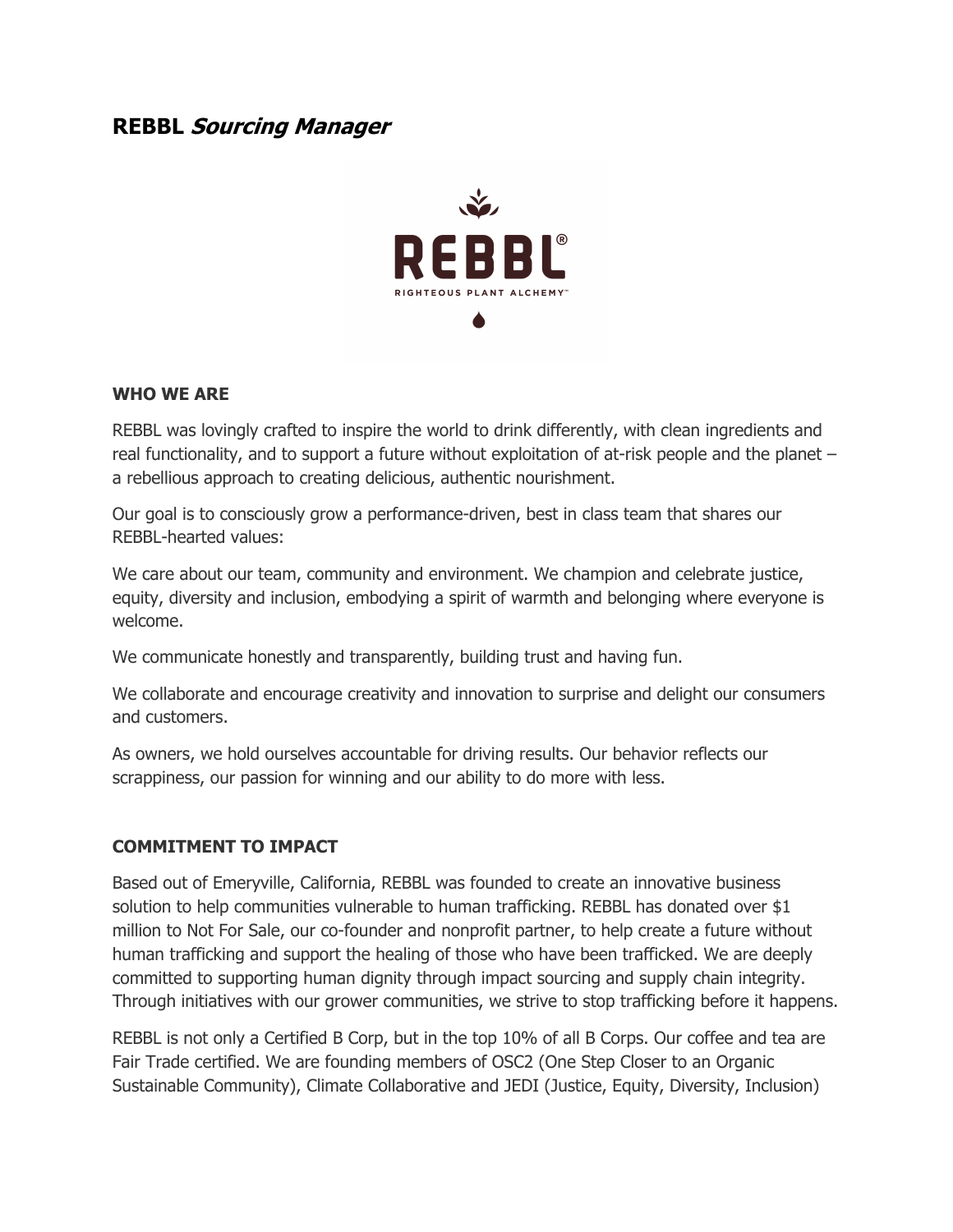# REBBL *Sourcing Manager*

**WHO WE ARE**

REBBL was lovingly crafted to inspire the world to drink differently, with clean ingredients and real functionality, and to support a future without exploitation of at-risk people and the planet – a rebellious approach to creating delicious, authentic nourishment.

Our goal is to consciously grow a performance-driven, best in class team that shares our REBBL-hearted values:

We care about our team, community and environment. We champion and celebrate justice, equity, diversity and inclusion, embodying a spirit of warmth and belonging where everyone is welcome.

We communicate honestly and transparently, building trust and having fun.

We collaborate and encourage creativity and innovation to surprise and delight our consumers and customers.

As owners, we hold ourselves accountable for driving results. Our behavior reflects our scrappiness, our passion for winning and our ability to do more with less.

**COMMITMENT TO IMPACT**

Based out of Emeryville, California, REBBL was founded to create an innovative business solution to help communities vulnerable to human trafficking. REBBL has donated over $1 million to Not For Sale, our co-founder and nonprofit partner, to help create a future without human trafficking and support the healing of those who have been trafficked. We are deeply committed to supporting human dignity through impact sourcing and supply chain integrity. Through initiatives with our grower communities, we strive to stop trafficking before it happens.

REBBL is not only a Certified B Corp, but in the top 10% of all B Corps. Our coffee and tea are Fair Trade certified. We are founding members of OSC2 (One Step Closer to an Organic Sustainable Community), Climate Collaborative and JEDI (Justice, Equity, Diversity, Inclusion)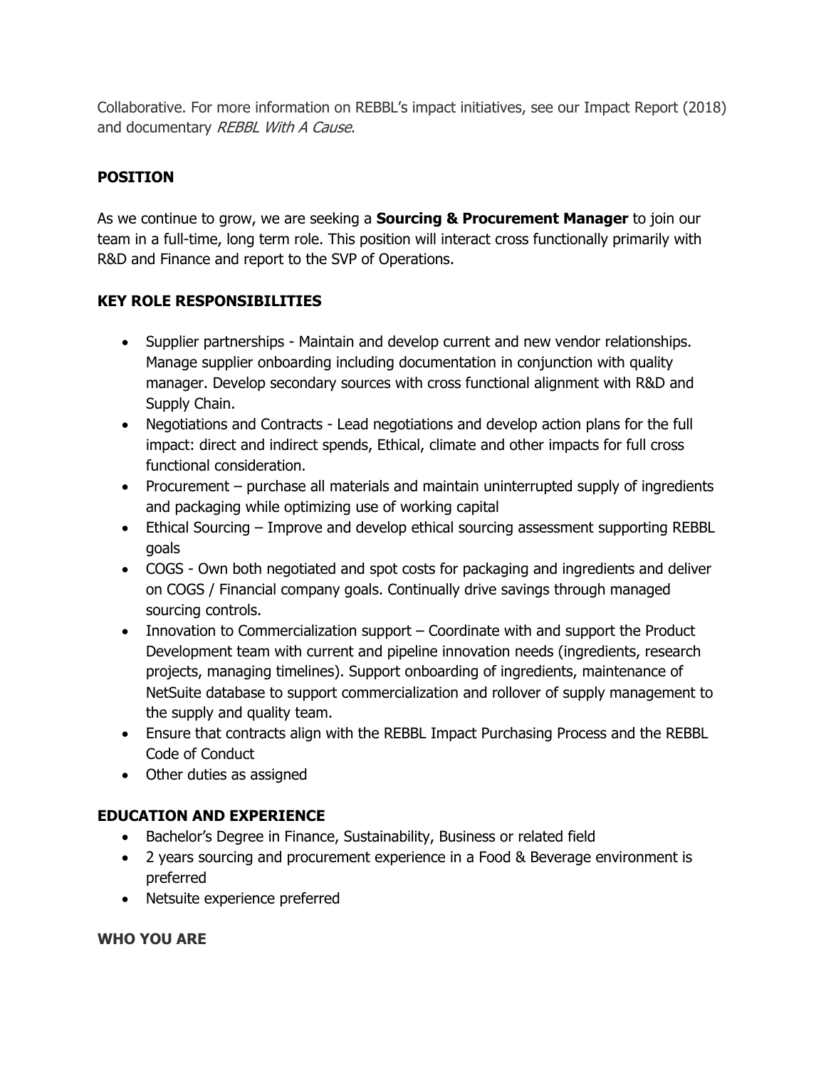Collaborative. For more information on REBBL's impact initiatives, see our Impact Report (2018) and documentary *REBBL With A Cause*.

## POSITION

As we continue to grow, we are seeking a **Sourcing & Procurement Manager** to join our team in a full-time, long term role. This position will interact cross functionally primarily with R&D and Finance and report to the SVP of Operations.

## KEY ROLE RESPONSIBILITIES

- Supplier partnerships - Maintain and develop current and new vendor relationships. Manage supplier onboarding including documentation in conjunction with quality manager. Develop secondary sources with cross functional alignment with R&D and Supply Chain.
- Negotiations and Contracts - Lead negotiations and develop action plans for the full impact: direct and indirect spends, Ethical, climate and other impacts for full cross functional consideration.
- Procurement – purchase all materials and maintain uninterrupted supply of ingredients and packaging while optimizing use of working capital
- Ethical Sourcing – Improve and develop ethical sourcing assessment supporting REBBL goals
- COGS - Own both negotiated and spot costs for packaging and ingredients and deliver on COGS / Financial company goals. Continually drive savings through managed sourcing controls.
- Innovation to Commercialization support – Coordinate with and support the Product Development team with current and pipeline innovation needs (ingredients, research projects, managing timelines). Support onboarding of ingredients, maintenance of NetSuite database to support commercialization and rollover of supply management to the supply and quality team.
- Ensure that contracts align with the REBBL Impact Purchasing Process and the REBBL Code of Conduct
- Other duties as assigned

## EDUCATION AND EXPERIENCE

- Bachelor's Degree in Finance, Sustainability, Business or related field
- 2 years sourcing and procurement experience in a Food & Beverage environment is preferred
- Netsuite experience preferred

## WHO YOU ARE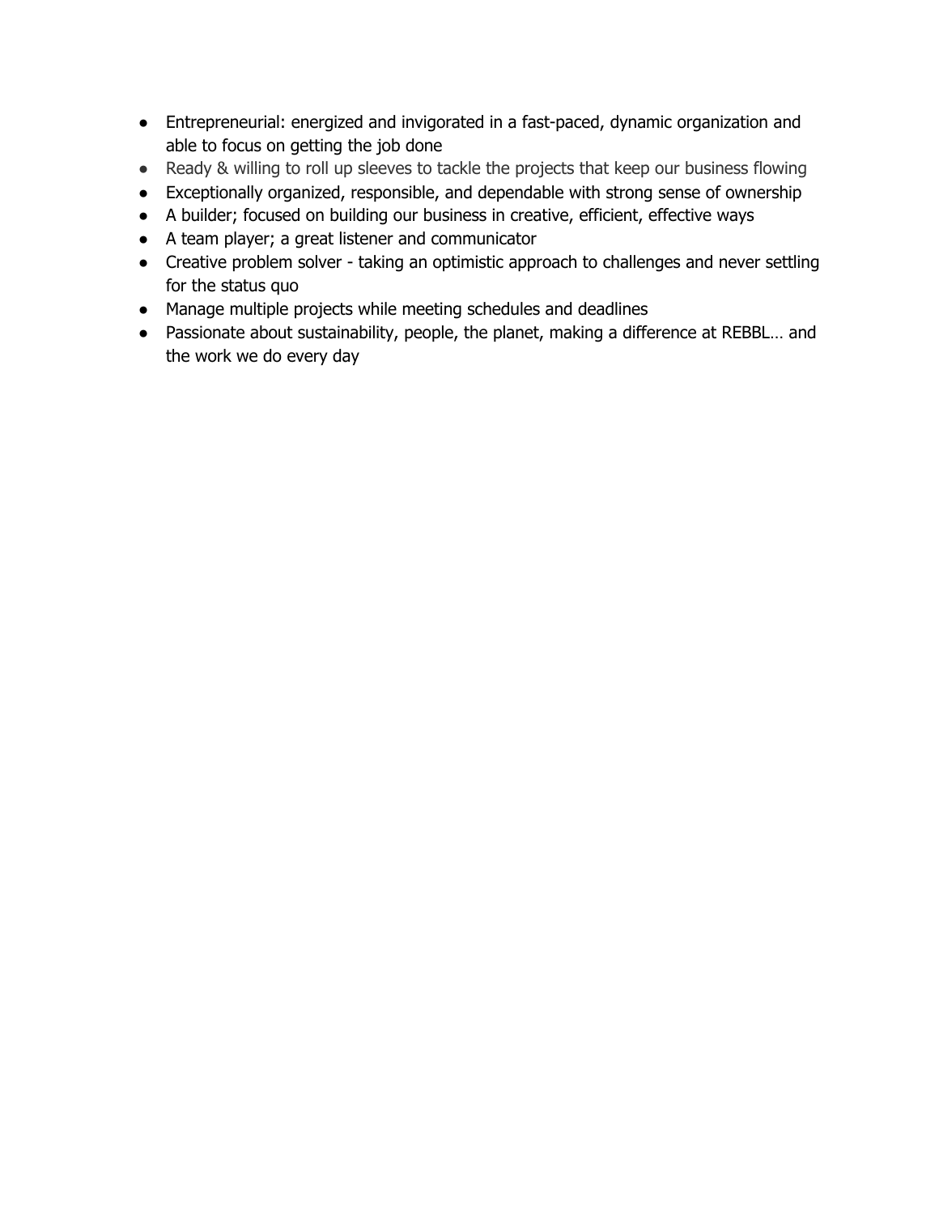- Entrepreneurial: energized and invigorated in a fast-paced, dynamic organization and able to focus on getting the job done
- Ready & willing to roll up sleeves to tackle the projects that keep our business flowing
- Exceptionally organized, responsible, and dependable with strong sense of ownership
- A builder; focused on building our business in creative, efficient, effective ways
- A team player; a great listener and communicator
- Creative problem solver - taking an optimistic approach to challenges and never settling for the status quo
- Manage multiple projects while meeting schedules and deadlines
- Passionate about sustainability, people, the planet, making a difference at REBBL… and the work we do every day